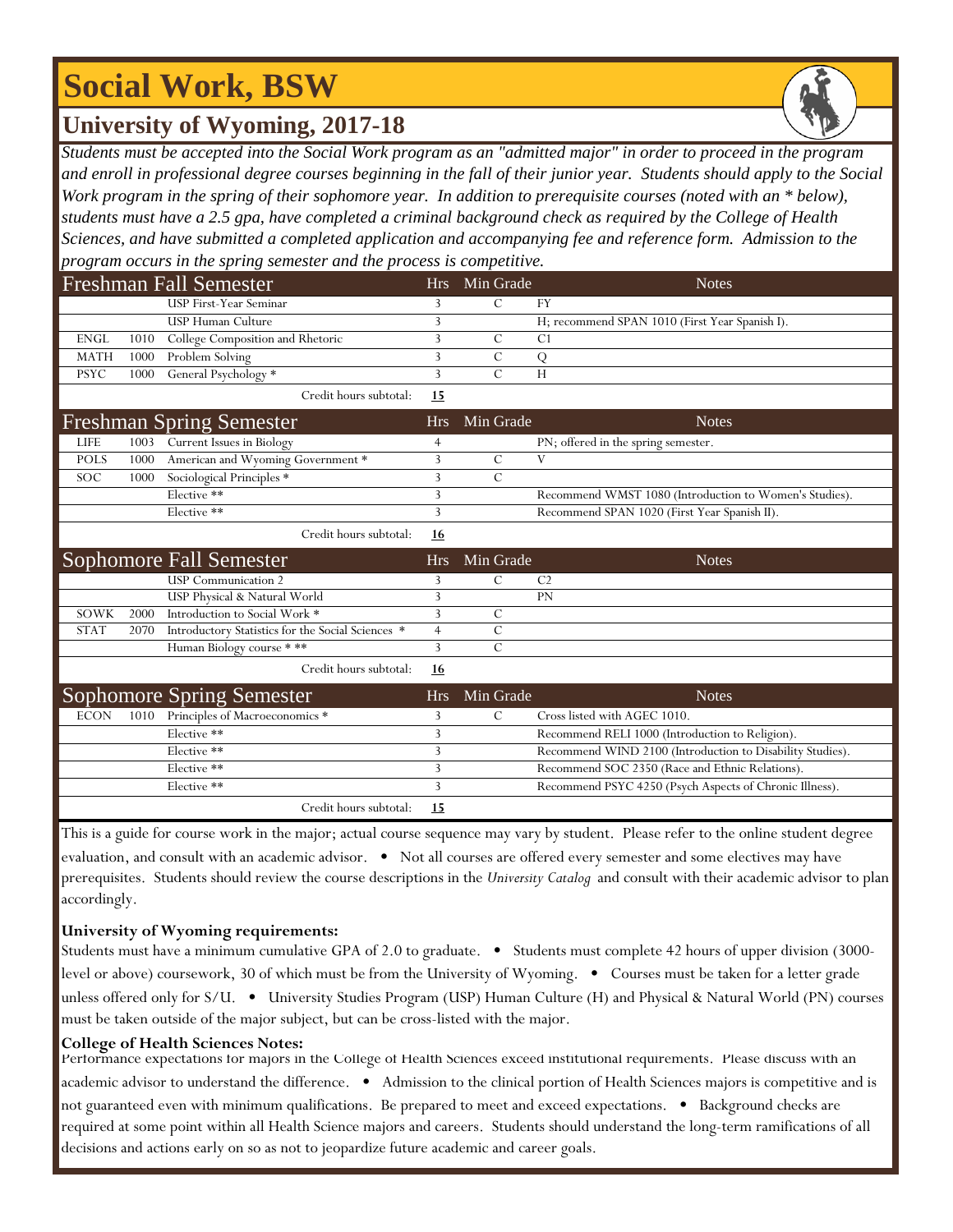# Social Work, BSW

## University of Wyoming, 2017-18

*Students must be accepted into the Social Work program as an "admitted major" in order to proceed in the program and enroll in professional degree courses beginning in the fall of their junior year. Students should apply to the Social Work program in the spring of their sophomore year. In addition to prerequisite courses (noted with an * below), students must have a 2.5 gpa, have completed a criminal background check as required by the College of Health Sciences, and have submitted a completed application and accompanying fee and reference form. Admission to the program occurs in the spring semester and the process is competitive.*

| Freshman Fall Semester | | | Hrs | Min Grade | Notes |
|---|---|---|---|---|---|
| | | USP First-Year Seminar | 3 | C | FY |
| | | USP Human Culture | 3 | | H; recommend SPAN 1010 (First Year Spanish I). |
| ENGL | 1010 | College Composition and Rhetoric | 3 | C | C1 |
| MATH | 1000 | Problem Solving | 3 | C | Q |
| PSYC | 1000 | General Psychology * | 3 | C | H |
| | | Credit hours subtotal: | **15** | | |

| Freshman Spring Semester | | | Hrs | Min Grade | Notes |
|---|---|---|---|---|---|
| LIFE | 1003 | Current Issues in Biology | 4 | | PN; offered in the spring semester. |
| POLS | 1000 | American and Wyoming Government * | 3 | C | V |
| SOC | 1000 | Sociological Principles * | 3 | C | |
| | | Elective ** | 3 | | Recommend WMST 1080 (Introduction to Women's Studies). |
| | | Elective ** | 3 | | Recommend SPAN 1020 (First Year Spanish II). |
| | | Credit hours subtotal: | **16** | | |

| Sophomore Fall Semester | | | Hrs | Min Grade | Notes |
|---|---|---|---|---|---|
| | | USP Communication 2 | 3 | C | C2 |
| | | USP Physical & Natural World | 3 | | PN |
| SOWK | 2000 | Introduction to Social Work * | 3 | C | |
| STAT | 2070 | Introductory Statistics for the Social Sciences * | 4 | C | |
| | | Human Biology course * ** | 3 | C | |
| | | Credit hours subtotal: | **16** | | |

| Sophomore Spring Semester | | | Hrs | Min Grade | Notes |
|---|---|---|---|---|---|
| ECON | 1010 | Principles of Macroeconomics * | 3 | C | Cross listed with AGEC 1010. |
| | | Elective ** | 3 | | Recommend RELI 1000 (Introduction to Religion). |
| | | Elective ** | 3 | | Recommend WIND 2100 (Introduction to Disability Studies). |
| | | Elective ** | 3 | | Recommend SOC 2350 (Race and Ethnic Relations). |
| | | Elective ** | 3 | | Recommend PSYC 4250 (Psych Aspects of Chronic Illness). |
| | | Credit hours subtotal: | **15** | | |

This is a guide for course work in the major; actual course sequence may vary by student. Please refer to the online student degree evaluation, and consult with an academic advisor. • Not all courses are offered every semester and some electives may have prerequisites. Students should review the course descriptions in the *University Catalog* and consult with their academic advisor to plan accordingly.

**University of Wyoming requirements:**

Students must have a minimum cumulative GPA of 2.0 to graduate. • Students must complete 42 hours of upper division (3000-level or above) coursework, 30 of which must be from the University of Wyoming. • Courses must be taken for a letter grade unless offered only for S/U. • University Studies Program (USP) Human Culture (H) and Physical & Natural World (PN) courses must be taken outside of the major subject, but can be cross-listed with the major.

**College of Health Sciences Notes:**

Performance expectations for majors in the College of Health Sciences exceed institutional requirements. Please discuss with an academic advisor to understand the difference. • Admission to the clinical portion of Health Sciences majors is competitive and is not guaranteed even with minimum qualifications. Be prepared to meet and exceed expectations. • Background checks are required at some point within all Health Science majors and careers. Students should understand the long-term ramifications of all decisions and actions early on so as not to jeopardize future academic and career goals.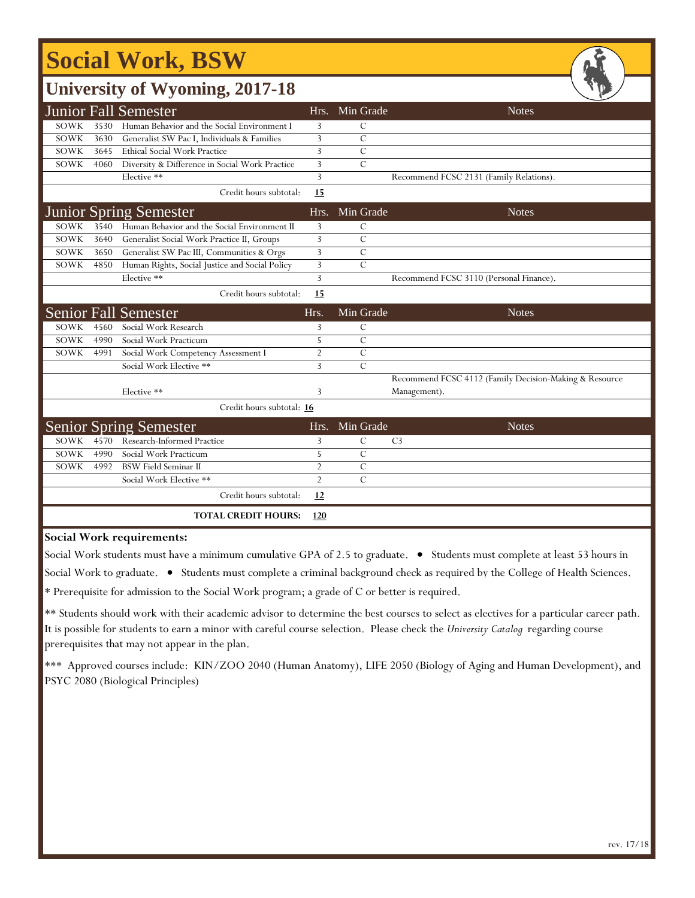# Social Work, BSW

## University of Wyoming, 2017-18

| Junior Fall Semester | | | Hrs. | Min Grade | Notes |
|---|---|---|---|---|---|
| SOWK | 3530 | Human Behavior and the Social Environment I | 3 | C | |
| SOWK | 3630 | Generalist SW Pac I, Individuals & Families | 3 | C | |
| SOWK | 3645 | Ethical Social Work Practice | 3 | C | |
| SOWK | 4060 | Diversity & Difference in Social Work Practice | 3 | C | |
| | | Elective ** | 3 | | Recommend FCSC 2131 (Family Relations). |
| | | Credit hours subtotal: | **15** | | |

| Junior Spring Semester | | | Hrs. | Min Grade | Notes |
|---|---|---|---|---|---|
| SOWK | 3540 | Human Behavior and the Social Environment II | 3 | C | |
| SOWK | 3640 | Generalist Social Work Practice II, Groups | 3 | C | |
| SOWK | 3650 | Generalist SW Pac III, Communities & Orgs | 3 | C | |
| SOWK | 4850 | Human Rights, Social Justice and Social Policy | 3 | C | |
| | | Elective ** | 3 | | Recommend FCSC 3110 (Personal Finance). |
| | | Credit hours subtotal: | **15** | | |

| Senior Fall Semester | | | Hrs. | Min Grade | Notes |
|---|---|---|---|---|---|
| SOWK | 4560 | Social Work Research | 3 | C | |
| SOWK | 4990 | Social Work Practicum | 5 | C | |
| SOWK | 4991 | Social Work Competency Assessment I | 2 | C | |
| | | Social Work Elective ** | 3 | C | |
| | | Elective ** | 3 | | Recommend FCSC 4112 (Family Decision-Making & Resource Management). |
| | | Credit hours subtotal: | **16** | | |

| Senior Spring Semester | | | Hrs. | Min Grade | Notes |
|---|---|---|---|---|---|
| SOWK | 4570 | Research-Informed Practice | 3 | C | C3 |
| SOWK | 4990 | Social Work Practicum | 5 | C | |
| SOWK | 4992 | BSW Field Seminar II | 2 | C | |
| | | Social Work Elective ** | 2 | C | |
| | | Credit hours subtotal: | **12** | | |
| | | **TOTAL CREDIT HOURS:** | **120** | | |

**Social Work requirements:**

Social Work students must have a minimum cumulative GPA of 2.5 to graduate. • Students must complete at least 53 hours in Social Work to graduate. • Students must complete a criminal background check as required by the College of Health Sciences.

* Prerequisite for admission to the Social Work program; a grade of C or better is required.

** Students should work with their academic advisor to determine the best courses to select as electives for a particular career path. It is possible for students to earn a minor with careful course selection. Please check the *University Catalog* regarding course prerequisites that may not appear in the plan.

*** Approved courses include: KIN/ZOO 2040 (Human Anatomy), LIFE 2050 (Biology of Aging and Human Development), and PSYC 2080 (Biological Principles)

rev. 17/18